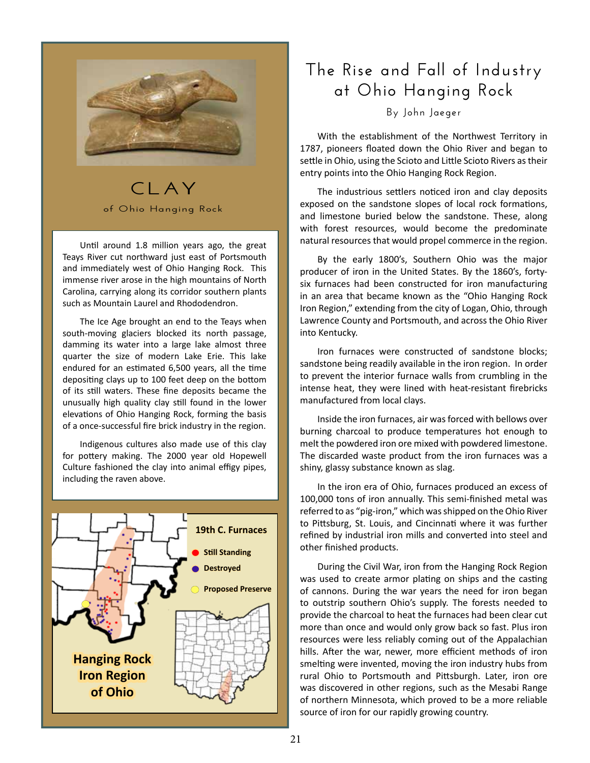## CLAY

of Ohio Hanging Rock

Until around 1.8 million years ago, the great Teays River cut northward just east of Portsmouth and immediately west of Ohio Hanging Rock. This immense river arose in the high mountains of North Carolina, carrying along its corridor southern plants such as Mountain Laurel and Rhododendron.

The Ice Age brought an end to the Teays when south-moving glaciers blocked its north passage, damming its water into a large lake almost three quarter the size of modern Lake Erie. This lake endured for an estimated 6,500 years, all the time depositing clays up to 100 feet deep on the bottom of its still waters. These fine deposits became the unusually high quality clay still found in the lower elevations of Ohio Hanging Rock, forming the basis of a once-successful fire brick industry in the region.

Indigenous cultures also made use of this clay for pottery making. The 2000 year old Hopewell Culture fashioned the clay into animal effigy pipes, including the raven above.

**19th C. Furnaces**

**Still Standing**

**Destroyed**

**Proposed Preserve**

**Hanging Rock Iron Region of Ohio**

# The Rise and Fall of Industry at Ohio Hanging Rock

By John Jaeger

With the establishment of the Northwest Territory in 1787, pioneers floated down the Ohio River and began to settle in Ohio, using the Scioto and Little Scioto Rivers as their entry points into the Ohio Hanging Rock Region.

The industrious settlers noticed iron and clay deposits exposed on the sandstone slopes of local rock formations, and limestone buried below the sandstone. These, along with forest resources, would become the predominate natural resources that would propel commerce in the region.

By the early 1800's, Southern Ohio was the major producer of iron in the United States. By the 1860's, forty-six furnaces had been constructed for iron manufacturing in an area that became known as the "Ohio Hanging Rock Iron Region," extending from the city of Logan, Ohio, through Lawrence County and Portsmouth, and across the Ohio River into Kentucky.

Iron furnaces were constructed of sandstone blocks; sandstone being readily available in the iron region. In order to prevent the interior furnace walls from crumbling in the intense heat, they were lined with heat-resistant firebricks manufactured from local clays.

Inside the iron furnaces, air was forced with bellows over burning charcoal to produce temperatures hot enough to melt the powdered iron ore mixed with powdered limestone. The discarded waste product from the iron furnaces was a shiny, glassy substance known as slag.

In the iron era of Ohio, furnaces produced an excess of 100,000 tons of iron annually. This semi-finished metal was referred to as "pig-iron," which was shipped on the Ohio River to Pittsburg, St. Louis, and Cincinnati where it was further refined by industrial iron mills and converted into steel and other finished products.

During the Civil War, iron from the Hanging Rock Region was used to create armor plating on ships and the casting of cannons. During the war years the need for iron began to outstrip southern Ohio's supply. The forests needed to provide the charcoal to heat the furnaces had been clear cut more than once and would only grow back so fast. Plus iron resources were less reliably coming out of the Appalachian hills. After the war, newer, more efficient methods of iron smelting were invented, moving the iron industry hubs from rural Ohio to Portsmouth and Pittsburgh. Later, iron ore was discovered in other regions, such as the Mesabi Range of northern Minnesota, which proved to be a more reliable source of iron for our rapidly growing country.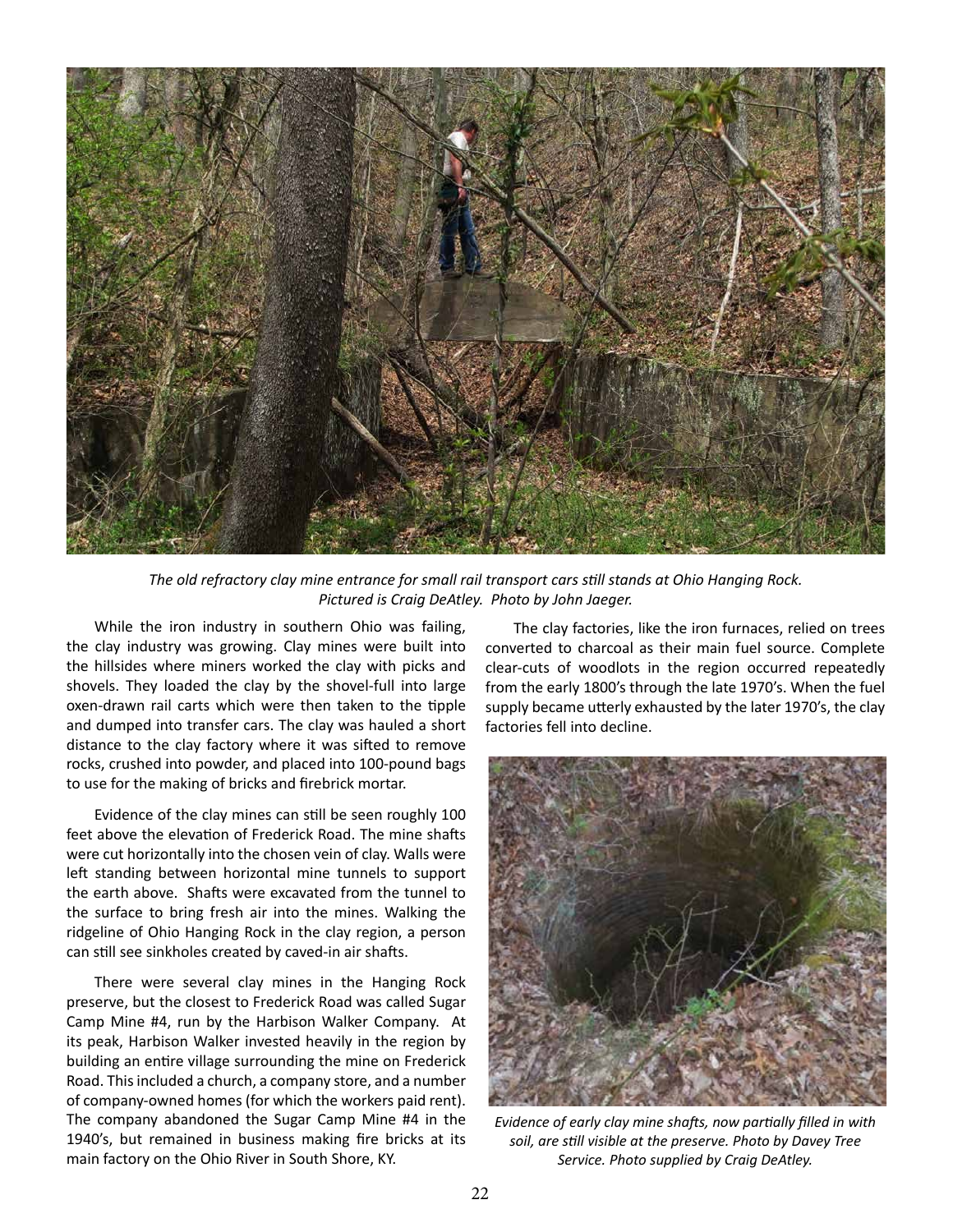*The old refractory clay mine entrance for small rail transport cars still stands at Ohio Hanging Rock. Pictured is Craig DeAtley. Photo by John Jaeger.*

While the iron industry in southern Ohio was failing, the clay industry was growing. Clay mines were built into the hillsides where miners worked the clay with picks and shovels. They loaded the clay by the shovel-full into large oxen-drawn rail carts which were then taken to the tipple and dumped into transfer cars. The clay was hauled a short distance to the clay factory where it was sifted to remove rocks, crushed into powder, and placed into 100-pound bags to use for the making of bricks and firebrick mortar.

Evidence of the clay mines can still be seen roughly 100 feet above the elevation of Frederick Road. The mine shafts were cut horizontally into the chosen vein of clay. Walls were left standing between horizontal mine tunnels to support the earth above. Shafts were excavated from the tunnel to the surface to bring fresh air into the mines. Walking the ridgeline of Ohio Hanging Rock in the clay region, a person can still see sinkholes created by caved-in air shafts.

There were several clay mines in the Hanging Rock preserve, but the closest to Frederick Road was called Sugar Camp Mine #4, run by the Harbison Walker Company. At its peak, Harbison Walker invested heavily in the region by building an entire village surrounding the mine on Frederick Road. This included a church, a company store, and a number of company-owned homes (for which the workers paid rent). The company abandoned the Sugar Camp Mine #4 in the 1940's, but remained in business making fire bricks at its main factory on the Ohio River in South Shore, KY.

The clay factories, like the iron furnaces, relied on trees converted to charcoal as their main fuel source. Complete clear-cuts of woodlots in the region occurred repeatedly from the early 1800's through the late 1970's. When the fuel supply became utterly exhausted by the later 1970's, the clay factories fell into decline.

*Evidence of early clay mine shafts, now partially filled in with soil, are still visible at the preserve. Photo by Davey Tree Service. Photo supplied by Craig DeAtley.*